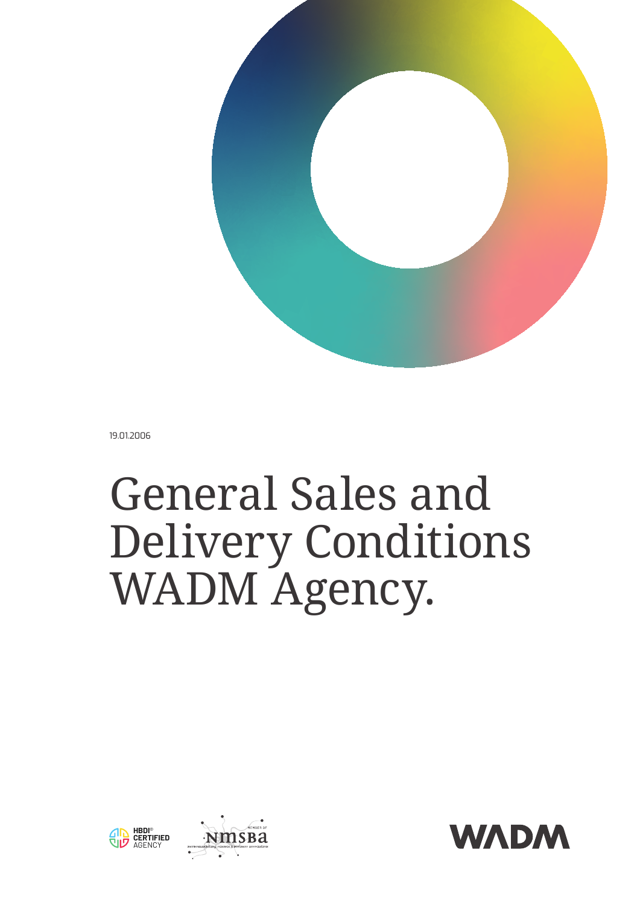19.01.2006

# General Sales and Delivery Conditions WADM Agency.

HBDI® CERTIFIED AGENCY

MEMBER OF NMSBA

WADM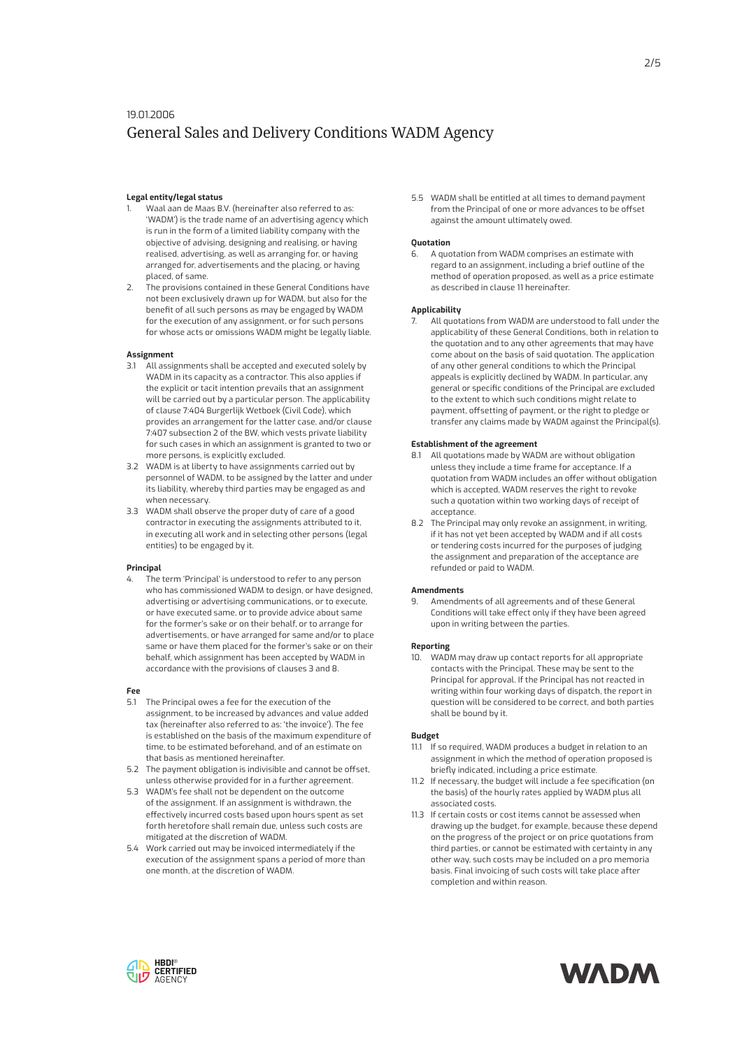19.01.2006

# General Sales and Delivery Conditions WADM Agency

**Legal entity/legal status**

1. Waal aan de Maas B.V. (hereinafter also referred to as: 'WADM') is the trade name of an advertising agency which is run in the form of a limited liability company with the objective of advising, designing and realising, or having realised, advertising, as well as arranging for, or having arranged for, advertisements and the placing, or having placed, of same.
2. The provisions contained in these General Conditions have not been exclusively drawn up for WADM, but also for the benefit of all such persons as may be engaged by WADM for the execution of any assignment, or for such persons for whose acts or omissions WADM might be legally liable.

**Assignment**

3.1 All assignments shall be accepted and executed solely by WADM in its capacity as a contractor. This also applies if the explicit or tacit intention prevails that an assignment will be carried out by a particular person. The applicability of clause 7:404 Burgerlijk Wetboek (Civil Code), which provides an arrangement for the latter case, and/or clause 7:407 subsection 2 of the BW, which vests private liability for such cases in which an assignment is granted to two or more persons, is explicitly excluded.

3.2 WADM is at liberty to have assignments carried out by personnel of WADM, to be assigned by the latter and under its liability, whereby third parties may be engaged as and when necessary.

3.3 WADM shall observe the proper duty of care of a good contractor in executing the assignments attributed to it, in executing all work and in selecting other persons (legal entities) to be engaged by it.

**Principal**

4. The term 'Principal' is understood to refer to any person who has commissioned WADM to design, or have designed, advertising or advertising communications, or to execute, or have executed same, or to provide advice about same for the former's sake or on their behalf, or to arrange for advertisements, or have arranged for same and/or to place same or have them placed for the former's sake or on their behalf, which assignment has been accepted by WADM in accordance with the provisions of clauses 3 and 8.

**Fee**

5.1 The Principal owes a fee for the execution of the assignment, to be increased by advances and value added tax (hereinafter also referred to as: 'the invoice'). The fee is established on the basis of the maximum expenditure of time, to be estimated beforehand, and of an estimate on that basis as mentioned hereinafter.

5.2 The payment obligation is indivisible and cannot be offset, unless otherwise provided for in a further agreement.

5.3 WADM's fee shall not be dependent on the outcome of the assignment. If an assignment is withdrawn, the effectively incurred costs based upon hours spent as set forth heretofore shall remain due, unless such costs are mitigated at the discretion of WADM.

5.4 Work carried out may be invoiced intermediately if the execution of the assignment spans a period of more than one month, at the discretion of WADM.

5.5 WADM shall be entitled at all times to demand payment from the Principal of one or more advances to be offset against the amount ultimately owed.

**Quotation**

6. A quotation from WADM comprises an estimate with regard to an assignment, including a brief outline of the method of operation proposed, as well as a price estimate as described in clause 11 hereinafter.

**Applicability**

7. All quotations from WADM are understood to fall under the applicability of these General Conditions, both in relation to the quotation and to any other agreements that may have come about on the basis of said quotation. The application of any other general conditions to which the Principal appeals is explicitly declined by WADM. In particular, any general or specific conditions of the Principal are excluded to the extent to which such conditions might relate to payment, offsetting of payment, or the right to pledge or transfer any claims made by WADM against the Principal(s).

**Establishment of the agreement**

8.1 All quotations made by WADM are without obligation unless they include a time frame for acceptance. If a quotation from WADM includes an offer without obligation which is accepted, WADM reserves the right to revoke such a quotation within two working days of receipt of acceptance.

8.2 The Principal may only revoke an assignment, in writing, if it has not yet been accepted by WADM and if all costs or tendering costs incurred for the purposes of judging the assignment and preparation of the acceptance are refunded or paid to WADM.

**Amendments**

9. Amendments of all agreements and of these General Conditions will take effect only if they have been agreed upon in writing between the parties.

**Reporting**

10. WADM may draw up contact reports for all appropriate contacts with the Principal. These may be sent to the Principal for approval. If the Principal has not reacted in writing within four working days of dispatch, the report in question will be considered to be correct, and both parties shall be bound by it.

**Budget**

11.1 If so required, WADM produces a budget in relation to an assignment in which the method of operation proposed is briefly indicated, including a price estimate.

11.2 If necessary, the budget will include a fee specification (on the basis) of the hourly rates applied by WADM plus all associated costs.

11.3 If certain costs or cost items cannot be assessed when drawing up the budget, for example, because these depend on the progress of the project or on price quotations from third parties, or cannot be estimated with certainty in any other way, such costs may be included on a pro memoria basis. Final invoicing of such costs will take place after completion and within reason.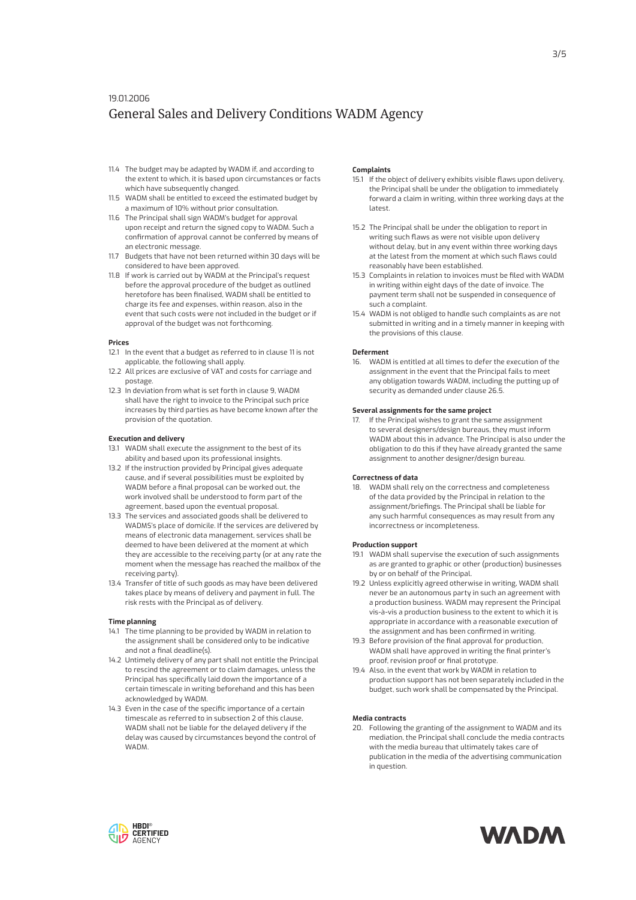11.4 The budget may be adapted by WADM if, and according to the extent to which, it is based upon circumstances or facts which have subsequently changed.

11.5 WADM shall be entitled to exceed the estimated budget by a maximum of 10% without prior consultation.

11.6 The Principal shall sign WADM's budget for approval upon receipt and return the signed copy to WADM. Such a confirmation of approval cannot be conferred by means of an electronic message.

11.7 Budgets that have not been returned within 30 days will be considered to have been approved.

11.8 If work is carried out by WADM at the Principal's request before the approval procedure of the budget as outlined heretofore has been finalised, WADM shall be entitled to charge its fee and expenses, within reason, also in the event that such costs were not included in the budget or if approval of the budget was not forthcoming.

**Prices**

12.1 In the event that a budget as referred to in clause 11 is not applicable, the following shall apply.

12.2 All prices are exclusive of VAT and costs for carriage and postage.

12.3 In deviation from what is set forth in clause 9, WADM shall have the right to invoice to the Principal such price increases by third parties as have become known after the provision of the quotation.

**Execution and delivery**

13.1 WADM shall execute the assignment to the best of its ability and based upon its professional insights.

13.2 If the instruction provided by Principal gives adequate cause, and if several possibilities must be exploited by WADM before a final proposal can be worked out, the work involved shall be understood to form part of the agreement, based upon the eventual proposal.

13.3 The services and associated goods shall be delivered to WADMS's place of domicile. If the services are delivered by means of electronic data management, services shall be deemed to have been delivered at the moment at which they are accessible to the receiving party (or at any rate the moment when the message has reached the mailbox of the receiving party).

13.4 Transfer of title of such goods as may have been delivered takes place by means of delivery and payment in full. The risk rests with the Principal as of delivery.

**Time planning**

14.1 The time planning to be provided by WADM in relation to the assignment shall be considered only to be indicative and not a final deadline(s).

14.2 Untimely delivery of any part shall not entitle the Principal to rescind the agreement or to claim damages, unless the Principal has specifically laid down the importance of a certain timescale in writing beforehand and this has been acknowledged by WADM.

14.3 Even in the case of the specific importance of a certain timescale as referred to in subsection 2 of this clause, WADM shall not be liable for the delayed delivery if the delay was caused by circumstances beyond the control of WADM.

**Complaints**

15.1 If the object of delivery exhibits visible flaws upon delivery, the Principal shall be under the obligation to immediately forward a claim in writing, within three working days at the latest.

15.2 The Principal shall be under the obligation to report in writing such flaws as were not visible upon delivery without delay, but in any event within three working days at the latest from the moment at which such flaws could reasonably have been established.

15.3 Complaints in relation to invoices must be filed with WADM in writing within eight days of the date of invoice. The payment term shall not be suspended in consequence of such a complaint.

15.4 WADM is not obliged to handle such complaints as are not submitted in writing and in a timely manner in keeping with the provisions of this clause.

**Deferment**

16. WADM is entitled at all times to defer the execution of the assignment in the event that the Principal fails to meet any obligation towards WADM, including the putting up of security as demanded under clause 26.5.

**Several assignments for the same project**

17. If the Principal wishes to grant the same assignment to several designers/design bureaus, they must inform WADM about this in advance. The Principal is also under the obligation to do this if they have already granted the same assignment to another designer/design bureau.

**Correctness of data**

18. WADM shall rely on the correctness and completeness of the data provided by the Principal in relation to the assignment/briefings. The Principal shall be liable for any such harmful consequences as may result from any incorrectness or incompleteness.

**Production support**

19.1 WADM shall supervise the execution of such assignments as are granted to graphic or other (production) businesses by or on behalf of the Principal.

19.2 Unless explicitly agreed otherwise in writing, WADM shall never be an autonomous party in such an agreement with a production business. WADM may represent the Principal vis-à-vis a production business to the extent to which it is appropriate in accordance with a reasonable execution of the assignment and has been confirmed in writing.

19.3 Before provision of the final approval for production, WADM shall have approved in writing the final printer's proof, revision proof or final prototype.

19.4 Also, in the event that work by WADM in relation to production support has not been separately included in the budget, such work shall be compensated by the Principal.

**Media contracts**

20. Following the granting of the assignment to WADM and its mediation, the Principal shall conclude the media contracts with the media bureau that ultimately takes care of publication in the media of the advertising communication in question.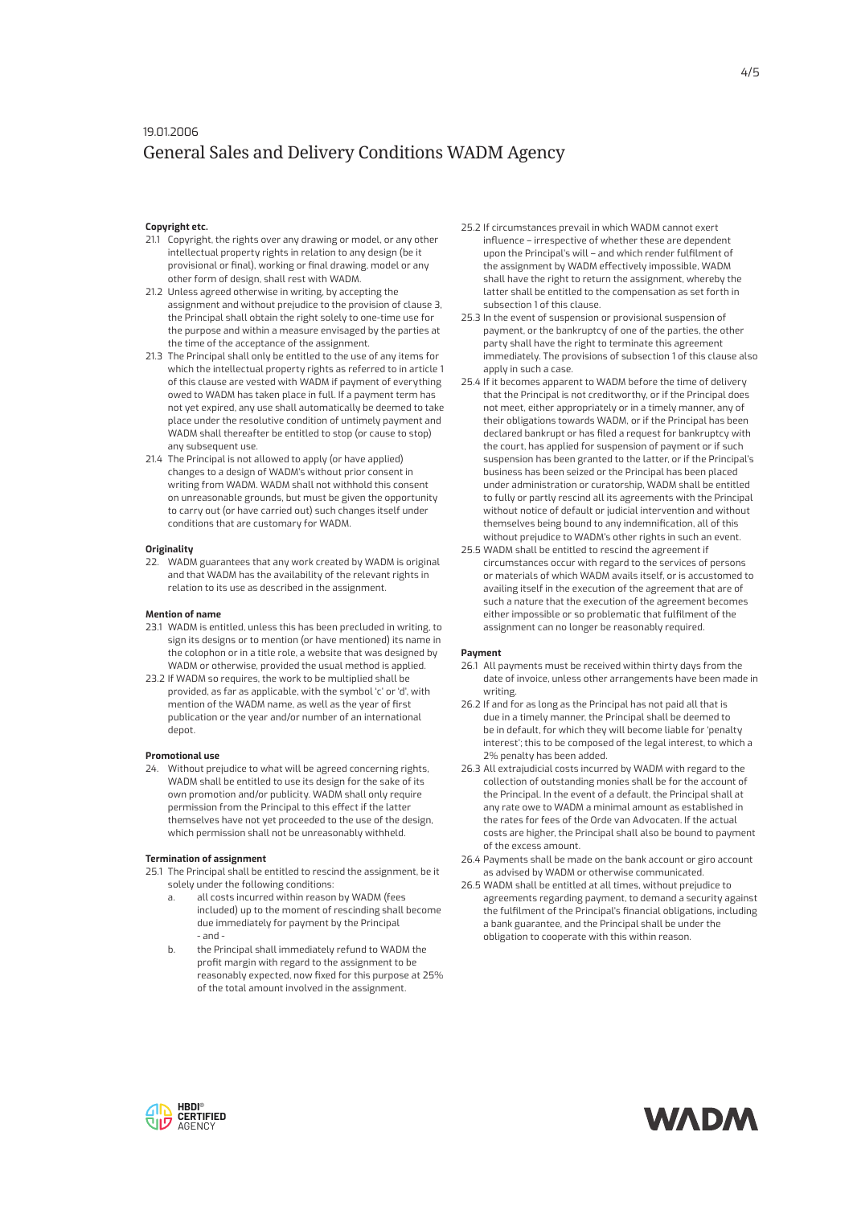**Copyright etc.**

21.1 Copyright, the rights over any drawing or model, or any other intellectual property rights in relation to any design (be it provisional or final), working or final drawing, model or any other form of design, shall rest with WADM.

21.2 Unless agreed otherwise in writing, by accepting the assignment and without prejudice to the provision of clause 3, the Principal shall obtain the right solely to one-time use for the purpose and within a measure envisaged by the parties at the time of the acceptance of the assignment.

21.3 The Principal shall only be entitled to the use of any items for which the intellectual property rights as referred to in article 1 of this clause are vested with WADM if payment of everything owed to WADM has taken place in full. If a payment term has not yet expired, any use shall automatically be deemed to take place under the resolutive condition of untimely payment and WADM shall thereafter be entitled to stop (or cause to stop) any subsequent use.

21.4 The Principal is not allowed to apply (or have applied) changes to a design of WADM's without prior consent in writing from WADM. WADM shall not withhold this consent on unreasonable grounds, but must be given the opportunity to carry out (or have carried out) such changes itself under conditions that are customary for WADM.

**Originality**

22. WADM guarantees that any work created by WADM is original and that WADM has the availability of the relevant rights in relation to its use as described in the assignment.

**Mention of name**

23.1 WADM is entitled, unless this has been precluded in writing, to sign its designs or to mention (or have mentioned) its name in the colophon or in a title role, a website that was designed by WADM or otherwise, provided the usual method is applied.

23.2 If WADM so requires, the work to be multiplied shall be provided, as far as applicable, with the symbol 'c' or 'd', with mention of the WADM name, as well as the year of first publication or the year and/or number of an international depot.

**Promotional use**

24. Without prejudice to what will be agreed concerning rights, WADM shall be entitled to use its design for the sake of its own promotion and/or publicity. WADM shall only require permission from the Principal to this effect if the latter themselves have not yet proceeded to the use of the design, which permission shall not be unreasonably withheld.

**Termination of assignment**

25.1 The Principal shall be entitled to rescind the assignment, be it solely under the following conditions:

a. all costs incurred within reason by WADM (fees included) up to the moment of rescinding shall become due immediately for payment by the Principal
- and -

b. the Principal shall immediately refund to WADM the profit margin with regard to the assignment to be reasonably expected, now fixed for this purpose at 25% of the total amount involved in the assignment.

25.2 If circumstances prevail in which WADM cannot exert influence – irrespective of whether these are dependent upon the Principal's will – and which render fulfilment of the assignment by WADM effectively impossible, WADM shall have the right to return the assignment, whereby the latter shall be entitled to the compensation as set forth in subsection 1 of this clause.

25.3 In the event of suspension or provisional suspension of payment, or the bankruptcy of one of the parties, the other party shall have the right to terminate this agreement immediately. The provisions of subsection 1 of this clause also apply in such a case.

25.4 If it becomes apparent to WADM before the time of delivery that the Principal is not creditworthy, or if the Principal does not meet, either appropriately or in a timely manner, any of their obligations towards WADM, or if the Principal has been declared bankrupt or has filed a request for bankruptcy with the court, has applied for suspension of payment or if such suspension has been granted to the latter, or if the Principal's business has been seized or the Principal has been placed under administration or curatorship, WADM shall be entitled to fully or partly rescind all its agreements with the Principal without notice of default or judicial intervention and without themselves being bound to any indemnification, all of this without prejudice to WADM's other rights in such an event.

25.5 WADM shall be entitled to rescind the agreement if circumstances occur with regard to the services of persons or materials of which WADM avails itself, or is accustomed to availing itself in the execution of the agreement that are of such a nature that the execution of the agreement becomes either impossible or so problematic that fulfilment of the assignment can no longer be reasonably required.

**Payment**

26.1 All payments must be received within thirty days from the date of invoice, unless other arrangements have been made in writing.

26.2 If and for as long as the Principal has not paid all that is due in a timely manner, the Principal shall be deemed to be in default, for which they will become liable for 'penalty interest'; this to be composed of the legal interest, to which a 2% penalty has been added.

26.3 All extrajudicial costs incurred by WADM with regard to the collection of outstanding monies shall be for the account of the Principal. In the event of a default, the Principal shall at any rate owe to WADM a minimal amount as established in the rates for fees of the Orde van Advocaten. If the actual costs are higher, the Principal shall also be bound to payment of the excess amount.

26.4 Payments shall be made on the bank account or giro account as advised by WADM or otherwise communicated.

26.5 WADM shall be entitled at all times, without prejudice to agreements regarding payment, to demand a security against the fulfilment of the Principal's financial obligations, including a bank guarantee, and the Principal shall be under the obligation to cooperate with this within reason.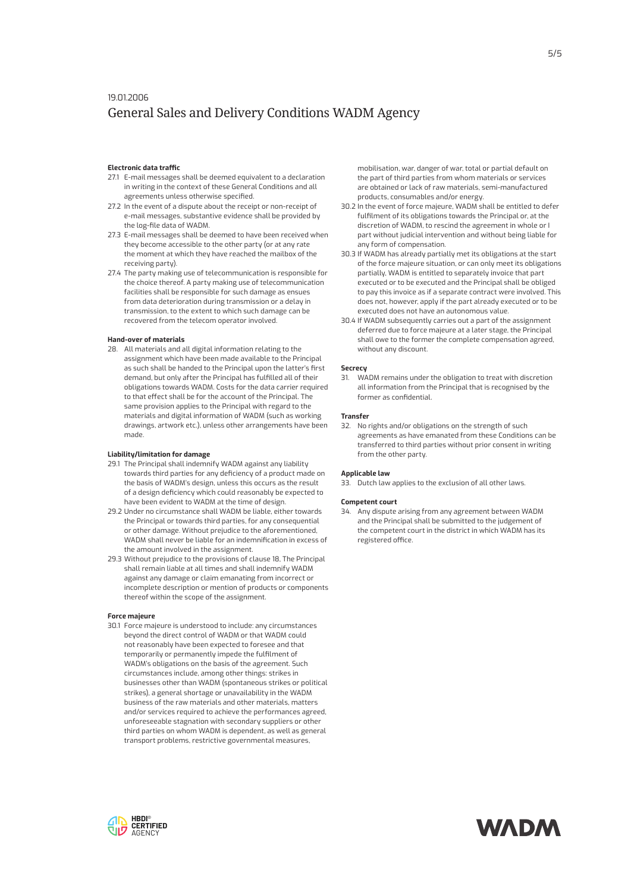19.01.2006

# General Sales and Delivery Conditions WADM Agency

### Electronic data traffic

27.1 E-mail messages shall be deemed equivalent to a declaration in writing in the context of these General Conditions and all agreements unless otherwise specified.

27.2 In the event of a dispute about the receipt or non-receipt of e-mail messages, substantive evidence shall be provided by the log-file data of WADM.

27.3 E-mail messages shall be deemed to have been received when they become accessible to the other party (or at any rate the moment at which they have reached the mailbox of the receiving party).

27.4 The party making use of telecommunication is responsible for the choice thereof. A party making use of telecommunication facilities shall be responsible for such damage as ensues from data deterioration during transmission or a delay in transmission, to the extent to which such damage can be recovered from the telecom operator involved.

### Hand-over of materials

28. All materials and all digital information relating to the assignment which have been made available to the Principal as such shall be handed to the Principal upon the latter's first demand, but only after the Principal has fulfilled all of their obligations towards WADM. Costs for the data carrier required to that effect shall be for the account of the Principal. The same provision applies to the Principal with regard to the materials and digital information of WADM (such as working drawings, artwork etc.), unless other arrangements have been made.

### Liability/limitation for damage

29.1 The Principal shall indemnify WADM against any liability towards third parties for any deficiency of a product made on the basis of WADM's design, unless this occurs as the result of a design deficiency which could reasonably be expected to have been evident to WADM at the time of design.

29.2 Under no circumstance shall WADM be liable, either towards the Principal or towards third parties, for any consequential or other damage. Without prejudice to the aforementioned, WADM shall never be liable for an indemnification in excess of the amount involved in the assignment.

29.3 Without prejudice to the provisions of clause 18, The Principal shall remain liable at all times and shall indemnify WADM against any damage or claim emanating from incorrect or incomplete description or mention of products or components thereof within the scope of the assignment.

### Force majeure

30.1 Force majeure is understood to include: any circumstances beyond the direct control of WADM or that WADM could not reasonably have been expected to foresee and that temporarily or permanently impede the fulfilment of WADM's obligations on the basis of the agreement. Such circumstances include, among other things: strikes in businesses other than WADM (spontaneous strikes or political strikes), a general shortage or unavailability in the WADM business of the raw materials and other materials, matters and/or services required to achieve the performances agreed, unforeseeable stagnation with secondary suppliers or other third parties on whom WADM is dependent, as well as general transport problems, restrictive governmental measures, mobilisation, war, danger of war, total or partial default on the part of third parties from whom materials or services are obtained or lack of raw materials, semi-manufactured products, consumables and/or energy.

30.2 In the event of force majeure, WADM shall be entitled to defer fulfilment of its obligations towards the Principal or, at the discretion of WADM, to rescind the agreement in whole or I part without judicial intervention and without being liable for any form of compensation.

30.3 If WADM has already partially met its obligations at the start of the force majeure situation, or can only meet its obligations partially, WADM is entitled to separately invoice that part executed or to be executed and the Principal shall be obliged to pay this invoice as if a separate contract were involved. This does not, however, apply if the part already executed or to be executed does not have an autonomous value.

30.4 If WADM subsequently carries out a part of the assignment deferred due to force majeure at a later stage, the Principal shall owe to the former the complete compensation agreed, without any discount.

### Secrecy

31. WADM remains under the obligation to treat with discretion all information from the Principal that is recognised by the former as confidential.

### Transfer

32. No rights and/or obligations on the strength of such agreements as have emanated from these Conditions can be transferred to third parties without prior consent in writing from the other party.

### Applicable law

33. Dutch law applies to the exclusion of all other laws.

### Competent court

34. Any dispute arising from any agreement between WADM and the Principal shall be submitted to the judgement of the competent court in the district in which WADM has its registered office.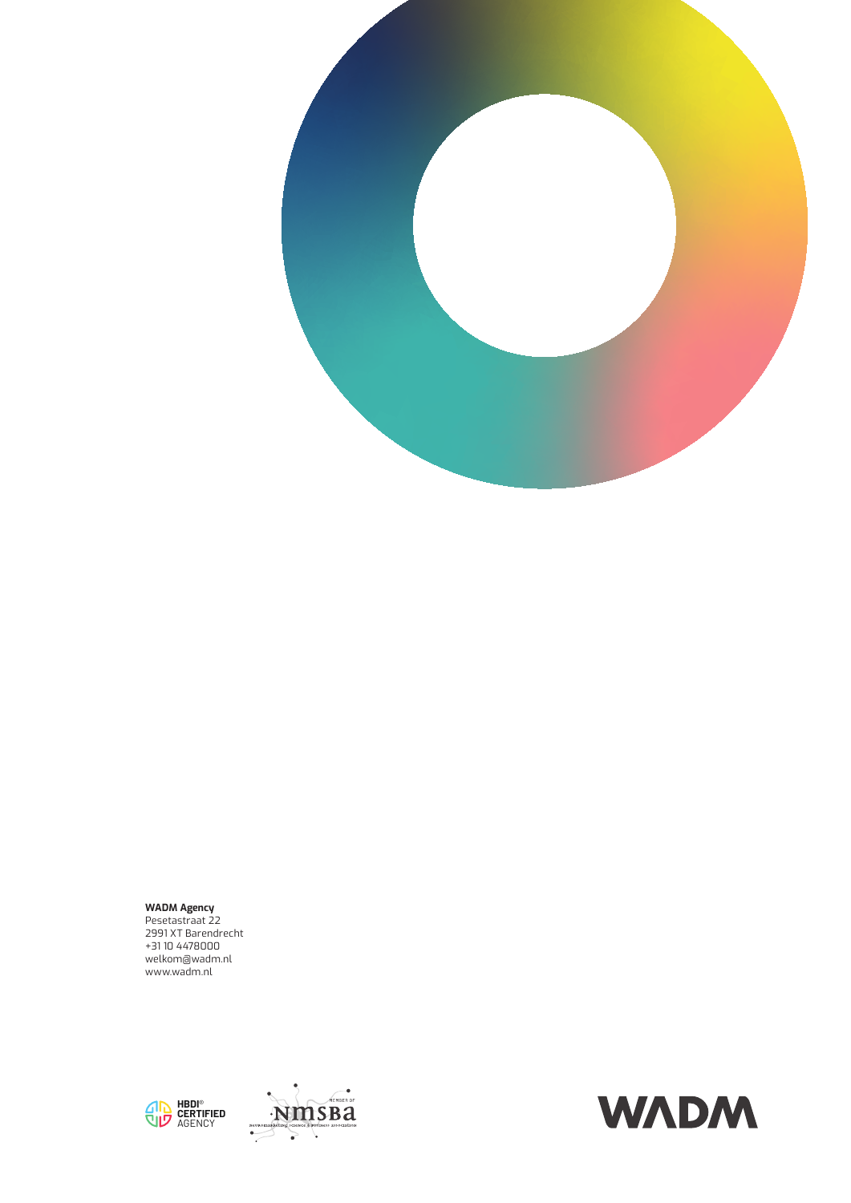**WADM Agency**
Pesetastraat 22
2991 XT Barendrecht
+31 10 4478000
welkom@wadm.nl
www.wadm.nl

HBDI® CERTIFIED AGENCY

WADM